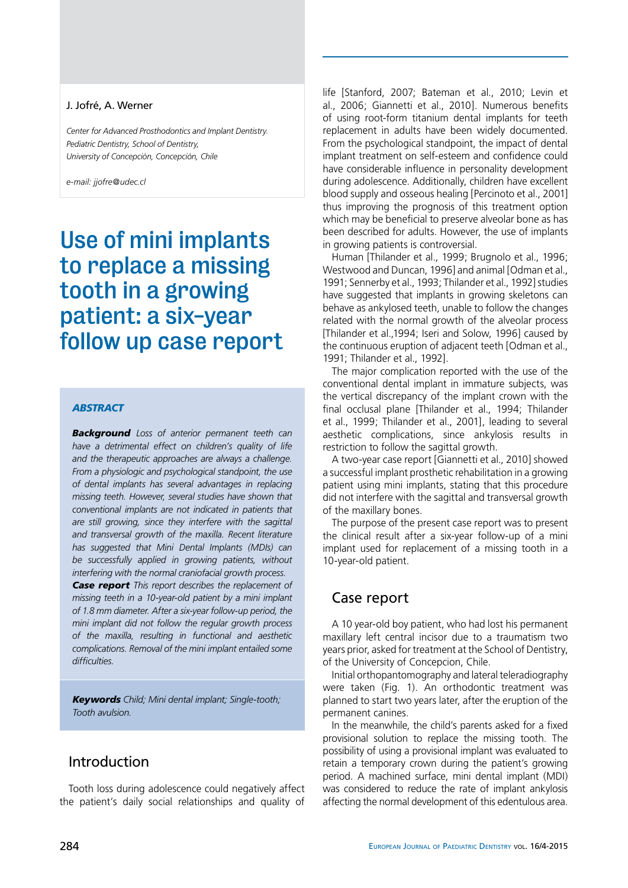J. Jofré, A. Werner

*Center for Advanced Prosthodontics and Implant Dentistry.*
*Pediatric Dentistry, School of Dentistry,*
*University of Concepción, Concepción, Chile*

*e-mail: jjofre@udec.cl*

# Use of mini implants to replace a missing tooth in a growing patient: a six-year follow up case report

### *ABSTRACT*

***Background*** *Loss of anterior permanent teeth can have a detrimental effect on children's quality of life and the therapeutic approaches are always a challenge. From a physiologic and psychological standpoint, the use of dental implants has several advantages in replacing missing teeth. However, several studies have shown that conventional implants are not indicated in patients that are still growing, since they interfere with the sagittal and transversal growth of the maxilla. Recent literature has suggested that Mini Dental Implants (MDIs) can be successfully applied in growing patients, without interfering with the normal craniofacial growth process.*

***Case report*** *This report describes the replacement of missing teeth in a 10-year-old patient by a mini implant of 1.8 mm diameter. After a six-year follow-up period, the mini implant did not follow the regular growth process of the maxilla, resulting in functional and aesthetic complications. Removal of the mini implant entailed some difficulties.*

***Keywords*** *Child; Mini dental implant; Single-tooth; Tooth avulsion.*

## Introduction

Tooth loss during adolescence could negatively affect the patient's daily social relationships and quality of life [Stanford, 2007; Bateman et al., 2010; Levin et al., 2006; Giannetti et al., 2010]. Numerous benefits of using root-form titanium dental implants for teeth replacement in adults have been widely documented. From the psychological standpoint, the impact of dental implant treatment on self-esteem and confidence could have considerable influence in personality development during adolescence. Additionally, children have excellent blood supply and osseous healing [Percinoto et al., 2001] thus improving the prognosis of this treatment option which may be beneficial to preserve alveolar bone as has been described for adults. However, the use of implants in growing patients is controversial.

Human [Thilander et al., 1999; Brugnolo et al., 1996; Westwood and Duncan, 1996] and animal [Odman et al., 1991; Sennerby et al., 1993; Thilander et al., 1992] studies have suggested that implants in growing skeletons can behave as ankylosed teeth, unable to follow the changes related with the normal growth of the alveolar process [Thilander et al.,1994; Iseri and Solow, 1996] caused by the continuous eruption of adjacent teeth [Odman et al., 1991; Thilander et al., 1992].

The major complication reported with the use of the conventional dental implant in immature subjects, was the vertical discrepancy of the implant crown with the final occlusal plane [Thilander et al., 1994; Thilander et al., 1999; Thilander et al., 2001], leading to several aesthetic complications, since ankylosis results in restriction to follow the sagittal growth.

A two-year case report [Giannetti et al., 2010] showed a successful implant prosthetic rehabilitation in a growing patient using mini implants, stating that this procedure did not interfere with the sagittal and transversal growth of the maxillary bones.

The purpose of the present case report was to present the clinical result after a six-year follow-up of a mini implant used for replacement of a missing tooth in a 10-year-old patient.

## Case report

A 10 year-old boy patient, who had lost his permanent maxillary left central incisor due to a traumatism two years prior, asked for treatment at the School of Dentistry, of the University of Concepcion, Chile.

Initial orthopantomography and lateral teleradiography were taken (Fig. 1). An orthodontic treatment was planned to start two years later, after the eruption of the permanent canines.

In the meanwhile, the child's parents asked for a fixed provisional solution to replace the missing tooth. The possibility of using a provisional implant was evaluated to retain a temporary crown during the patient's growing period. A machined surface, mini dental implant (MDI) was considered to reduce the rate of implant ankylosis affecting the normal development of this edentulous area.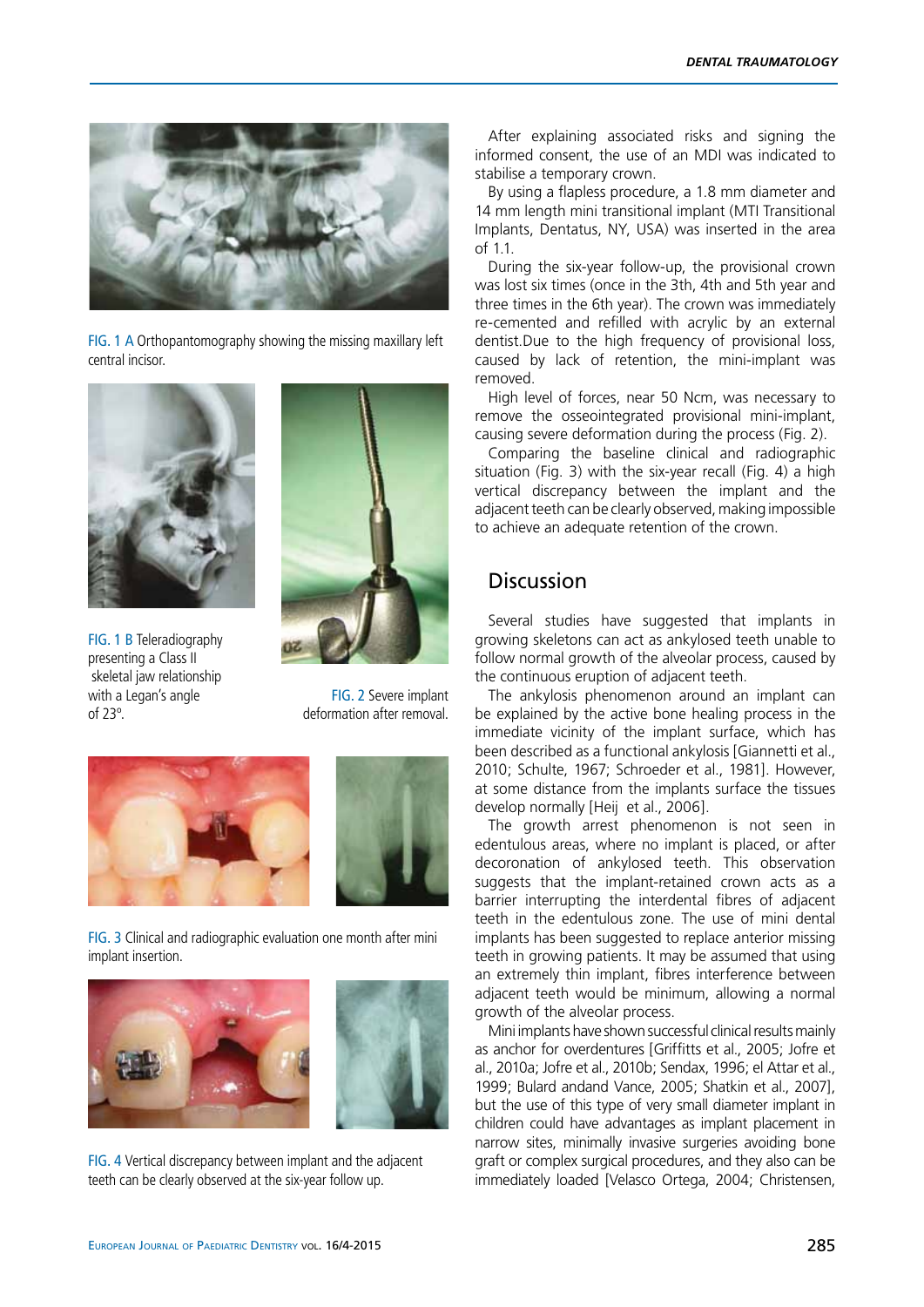FIG. 1 A Orthopantomography showing the missing maxillary left central incisor.

FIG. 1 B Teleradiography presenting a Class II skeletal jaw relationship with a Legan's angle of 23º.

FIG. 2 Severe implant deformation after removal.

FIG. 3 Clinical and radiographic evaluation one month after mini implant insertion.

FIG. 4 Vertical discrepancy between implant and the adjacent teeth can be clearly observed at the six-year follow up.

After explaining associated risks and signing the informed consent, the use of an MDI was indicated to stabilise a temporary crown.

By using a flapless procedure, a 1.8 mm diameter and 14 mm length mini transitional implant (MTI Transitional Implants, Dentatus, NY, USA) was inserted in the area of 1.1.

During the six-year follow-up, the provisional crown was lost six times (once in the 3th, 4th and 5th year and three times in the 6th year). The crown was immediately re-cemented and refilled with acrylic by an external dentist.Due to the high frequency of provisional loss, caused by lack of retention, the mini-implant was removed.

High level of forces, near 50 Ncm, was necessary to remove the osseointegrated provisional mini-implant, causing severe deformation during the process (Fig. 2).

Comparing the baseline clinical and radiographic situation (Fig. 3) with the six-year recall (Fig. 4) a high vertical discrepancy between the implant and the adjacent teeth can be clearly observed, making impossible to achieve an adequate retention of the crown.

## Discussion

Several studies have suggested that implants in growing skeletons can act as ankylosed teeth unable to follow normal growth of the alveolar process, caused by the continuous eruption of adjacent teeth.

The ankylosis phenomenon around an implant can be explained by the active bone healing process in the immediate vicinity of the implant surface, which has been described as a functional ankylosis [Giannetti et al., 2010; Schulte, 1967; Schroeder et al., 1981]. However, at some distance from the implants surface the tissues develop normally [Heij et al., 2006].

The growth arrest phenomenon is not seen in edentulous areas, where no implant is placed, or after decoronation of ankylosed teeth. This observation suggests that the implant-retained crown acts as a barrier interrupting the interdental fibres of adjacent teeth in the edentulous zone. The use of mini dental implants has been suggested to replace anterior missing teeth in growing patients. It may be assumed that using an extremely thin implant, fibres interference between adjacent teeth would be minimum, allowing a normal growth of the alveolar process.

Mini implants have shown successful clinical results mainly as anchor for overdentures [Griffitts et al., 2005; Jofre et al., 2010a; Jofre et al., 2010b; Sendax, 1996; el Attar et al., 1999; Bulard andand Vance, 2005; Shatkin et al., 2007], but the use of this type of very small diameter implant in children could have advantages as implant placement in narrow sites, minimally invasive surgeries avoiding bone graft or complex surgical procedures, and they also can be immediately loaded [Velasco Ortega, 2004; Christensen,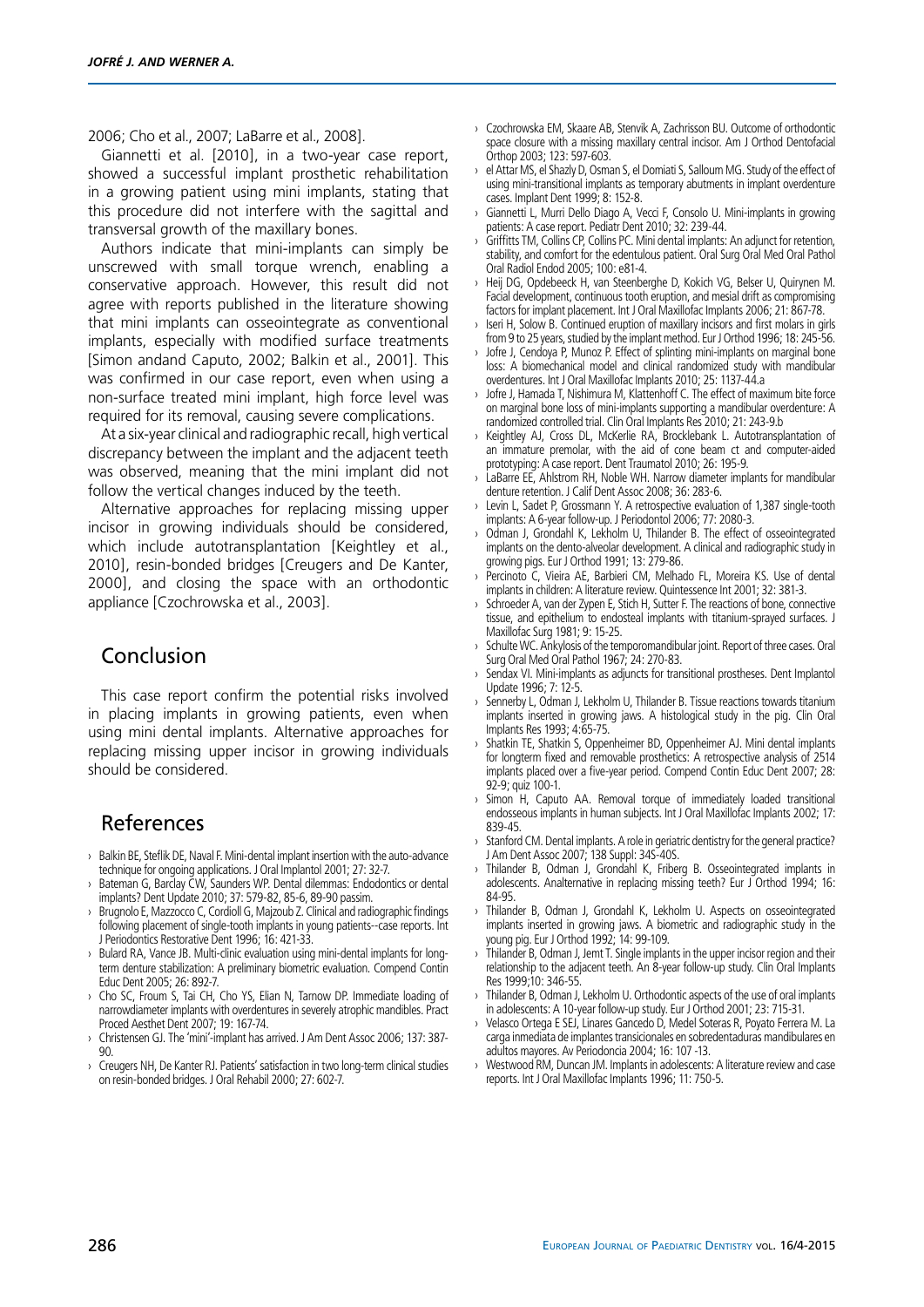2006; Cho et al., 2007; LaBarre et al., 2008].

Giannetti et al. [2010], in a two-year case report, showed a successful implant prosthetic rehabilitation in a growing patient using mini implants, stating that this procedure did not interfere with the sagittal and transversal growth of the maxillary bones.

Authors indicate that mini-implants can simply be unscrewed with small torque wrench, enabling a conservative approach. However, this result did not agree with reports published in the literature showing that mini implants can osseointegrate as conventional implants, especially with modified surface treatments [Simon andand Caputo, 2002; Balkin et al., 2001]. This was confirmed in our case report, even when using a non-surface treated mini implant, high force level was required for its removal, causing severe complications.

At a six-year clinical and radiographic recall, high vertical discrepancy between the implant and the adjacent teeth was observed, meaning that the mini implant did not follow the vertical changes induced by the teeth.

Alternative approaches for replacing missing upper incisor in growing individuals should be considered, which include autotransplantation [Keightley et al., 2010], resin-bonded bridges [Creugers and De Kanter, 2000], and closing the space with an orthodontic appliance [Czochrowska et al., 2003].

## Conclusion

This case report confirm the potential risks involved in placing implants in growing patients, even when using mini dental implants. Alternative approaches for replacing missing upper incisor in growing individuals should be considered.

## References

- Balkin BE, Steflik DE, Naval F. Mini-dental implant insertion with the auto-advance technique for ongoing applications. J Oral Implantol 2001; 27: 32-7.
- Bateman G, Barclay CW, Saunders WP. Dental dilemmas: Endodontics or dental implants? Dent Update 2010; 37: 579-82, 85-6, 89-90 passim.
- Brugnolo E, Mazzocco C, Cordioll G, Majzoub Z. Clinical and radiographic findings following placement of single-tooth implants in young patients--case reports. Int J Periodontics Restorative Dent 1996; 16: 421-33.
- Bulard RA, Vance JB. Multi-clinic evaluation using mini-dental implants for long-term denture stabilization: A preliminary biometric evaluation. Compend Contin Educ Dent 2005; 26: 892-7.
- Cho SC, Froum S, Tai CH, Cho YS, Elian N, Tarnow DP. Immediate loading of narrowdiameter implants with overdentures in severely atrophic mandibles. Pract Proced Aesthet Dent 2007; 19: 167-74.
- Christensen GJ. The 'mini'-implant has arrived. J Am Dent Assoc 2006; 137: 387-90.
- Creugers NH, De Kanter RJ. Patients' satisfaction in two long-term clinical studies on resin-bonded bridges. J Oral Rehabil 2000; 27: 602-7.
- Czochrowska EM, Skaare AB, Stenvik A, Zachrisson BU. Outcome of orthodontic space closure with a missing maxillary central incisor. Am J Orthod Dentofacial Orthop 2003; 123: 597-603.
- el Attar MS, el Shazly D, Osman S, el Domiati S, Salloum MG. Study of the effect of using mini-transitional implants as temporary abutments in implant overdenture cases. Implant Dent 1999; 8: 152-8.
- Giannetti L, Murri Dello Diago A, Vecci F, Consolo U. Mini-implants in growing patients: A case report. Pediatr Dent 2010; 32: 239-44.
- Griffitts TM, Collins CP, Collins PC. Mini dental implants: An adjunct for retention, stability, and comfort for the edentulous patient. Oral Surg Oral Med Oral Pathol Oral Radiol Endod 2005; 100: e81-4.
- Heij DG, Opdebeeck H, van Steenberghe D, Kokich VG, Belser U, Quirynen M. Facial development, continuous tooth eruption, and mesial drift as compromising factors for implant placement. Int J Oral Maxillofac Implants 2006; 21: 867-78.
- Iseri H, Solow B. Continued eruption of maxillary incisors and first molars in girls from 9 to 25 years, studied by the implant method. Eur J Orthod 1996; 18: 245-56.
- Jofre J, Cendoya P, Munoz P. Effect of splinting mini-implants on marginal bone loss: A biomechanical model and clinical randomized study with mandibular overdentures. Int J Oral Maxillofac Implants 2010; 25: 1137-44.a
- Jofre J, Hamada T, Nishimura M, Klattenhoff C. The effect of maximum bite force on marginal bone loss of mini-implants supporting a mandibular overdenture: A randomized controlled trial. Clin Oral Implants Res 2010; 21: 243-9.b
- Keightley AJ, Cross DL, McKerlie RA, Brocklebank L. Autotransplantation of an immature premolar, with the aid of cone beam ct and computer-aided prototyping: A case report. Dent Traumatol 2010; 26: 195-9.
- LaBarre EE, Ahlstrom RH, Noble WH. Narrow diameter implants for mandibular denture retention. J Calif Dent Assoc 2008; 36: 283-6.
- Levin L, Sadet P, Grossmann Y. A retrospective evaluation of 1,387 single-tooth implants: A 6-year follow-up. J Periodontol 2006; 77: 2080-3.
- Odman J, Grondahl K, Lekholm U, Thilander B. The effect of osseointegrated implants on the dento-alveolar development. A clinical and radiographic study in growing pigs. Eur J Orthod 1991; 13: 279-86.
- Percinoto C, Vieira AE, Barbieri CM, Melhado FL, Moreira KS. Use of dental implants in children: A literature review. Quintessence Int 2001; 32: 381-3.
- Schroeder A, van der Zypen E, Stich H, Sutter F. The reactions of bone, connective tissue, and epithelium to endosteal implants with titanium-sprayed surfaces. J Maxillofac Surg 1981; 9: 15-25.
- Schulte WC. Ankylosis of the temporomandibular joint. Report of three cases. Oral Surg Oral Med Oral Pathol 1967; 24: 270-83.
- Sendax VI. Mini-implants as adjuncts for transitional prostheses. Dent Implantol Update 1996; 7: 12-5.
- Sennerby L, Odman J, Lekholm U, Thilander B. Tissue reactions towards titanium implants inserted in growing jaws. A histological study in the pig. Clin Oral Implants Res 1993; 4:65-75.
- Shatkin TE, Shatkin S, Oppenheimer BD, Oppenheimer AJ. Mini dental implants for longterm fixed and removable prosthetics: A retrospective analysis of 2514 implants placed over a five-year period. Compend Contin Educ Dent 2007; 28: 92-9; quiz 100-1.
- Simon H, Caputo AA. Removal torque of immediately loaded transitional endosseous implants in human subjects. Int J Oral Maxillofac Implants 2002; 17: 839-45.
- Stanford CM. Dental implants. A role in geriatric dentistry for the general practice? J Am Dent Assoc 2007; 138 Suppl: 34S-40S.
- Thilander B, Odman J, Grondahl K, Friberg B. Osseointegrated implants in adolescents. Analternative in replacing missing teeth? Eur J Orthod 1994; 16: 84-95.
- Thilander B, Odman J, Grondahl K, Lekholm U. Aspects on osseointegrated implants inserted in growing jaws. A biometric and radiographic study in the young pig. Eur J Orthod 1992; 14: 99-109.
- Thilander B, Odman J, Jemt T. Single implants in the upper incisor region and their relationship to the adjacent teeth. An 8-year follow-up study. Clin Oral Implants Res 1999;10: 346-55.
- Thilander B, Odman J, Lekholm U. Orthodontic aspects of the use of oral implants in adolescents: A 10-year follow-up study. Eur J Orthod 2001; 23: 715-31.
- Velasco Ortega E SEJ, Linares Gancedo D, Medel Soteras R, Poyato Ferrera M. La carga inmediata de implantes transicionales en sobredentaduras mandibulares en adultos mayores. Av Periodoncia 2004; 16: 107 -13.
- Westwood RM, Duncan JM. Implants in adolescents: A literature review and case reports. Int J Oral Maxillofac Implants 1996; 11: 750-5.